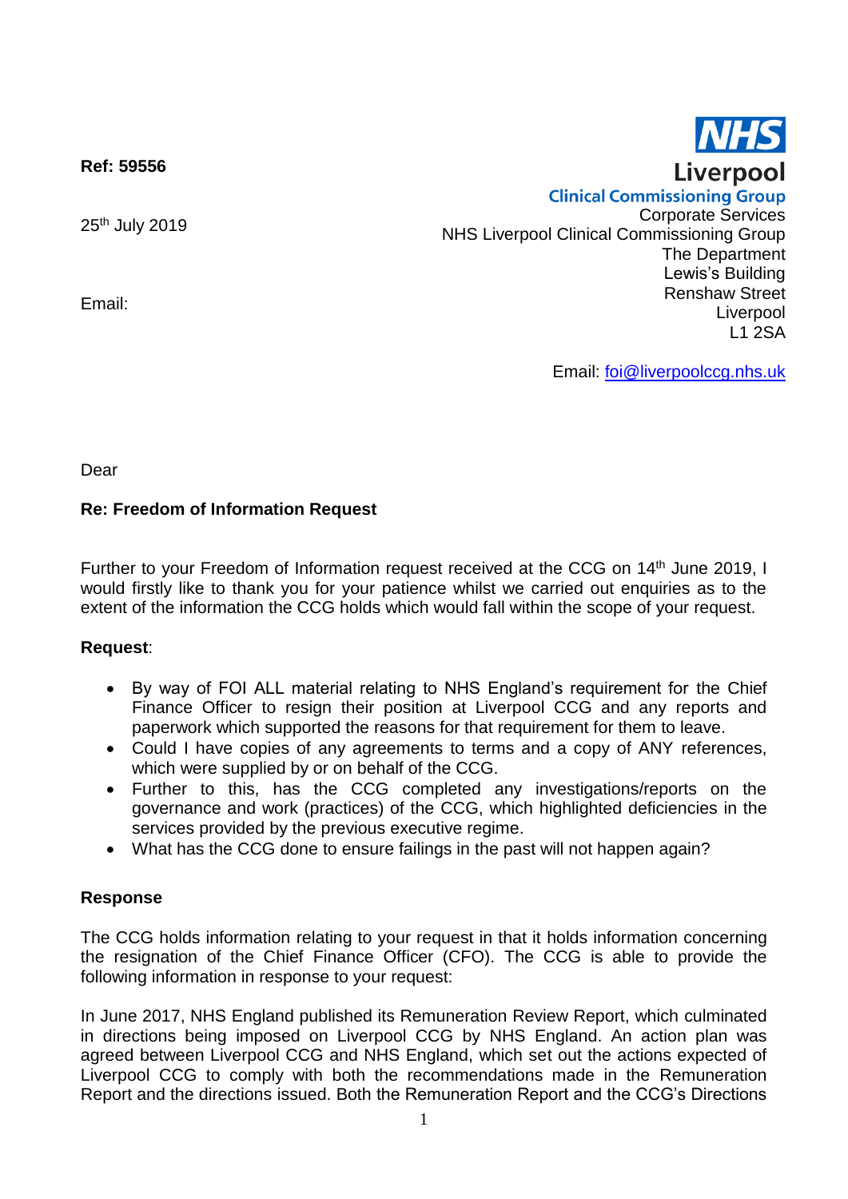**Ref: 59556**

25th July 2019

Email:

**NHS**
**Liverpool**
**Clinical Commissioning Group**

Corporate Services
NHS Liverpool Clinical Commissioning Group
The Department
Lewis's Building
Renshaw Street
Liverpool
L1 2SA

Email: foi@liverpoolccg.nhs.uk

Dear

**Re: Freedom of Information Request**

Further to your Freedom of Information request received at the CCG on 14th June 2019, I would firstly like to thank you for your patience whilst we carried out enquiries as to the extent of the information the CCG holds which would fall within the scope of your request.

**Request**:

- By way of FOI ALL material relating to NHS England's requirement for the Chief Finance Officer to resign their position at Liverpool CCG and any reports and paperwork which supported the reasons for that requirement for them to leave.
- Could I have copies of any agreements to terms and a copy of ANY references, which were supplied by or on behalf of the CCG.
- Further to this, has the CCG completed any investigations/reports on the governance and work (practices) of the CCG, which highlighted deficiencies in the services provided by the previous executive regime.
- What has the CCG done to ensure failings in the past will not happen again?

**Response**

The CCG holds information relating to your request in that it holds information concerning the resignation of the Chief Finance Officer (CFO). The CCG is able to provide the following information in response to your request:

In June 2017, NHS England published its Remuneration Review Report, which culminated in directions being imposed on Liverpool CCG by NHS England. An action plan was agreed between Liverpool CCG and NHS England, which set out the actions expected of Liverpool CCG to comply with both the recommendations made in the Remuneration Report and the directions issued. Both the Remuneration Report and the CCG's Directions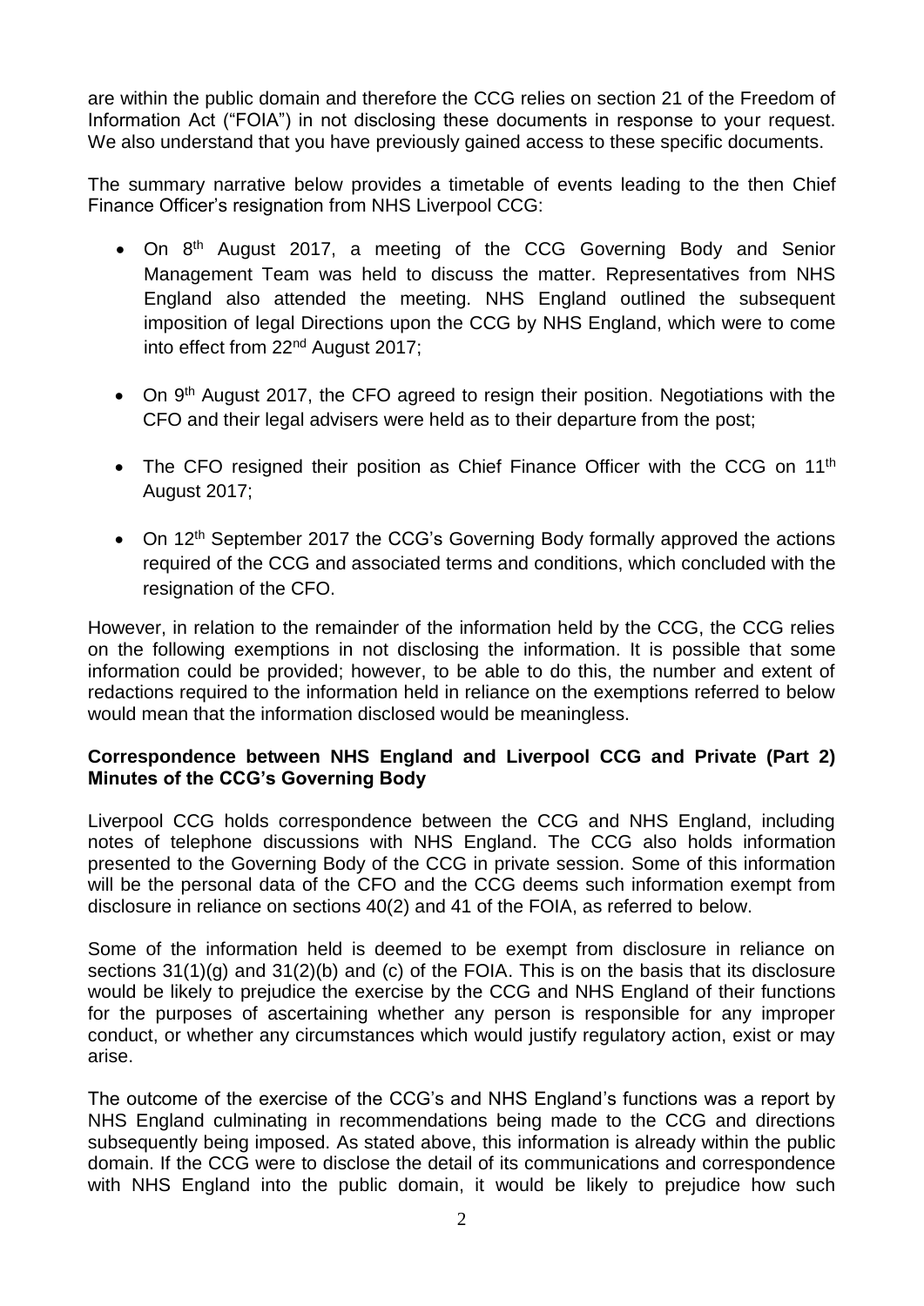are within the public domain and therefore the CCG relies on section 21 of the Freedom of Information Act ("FOIA") in not disclosing these documents in response to your request. We also understand that you have previously gained access to these specific documents.

The summary narrative below provides a timetable of events leading to the then Chief Finance Officer's resignation from NHS Liverpool CCG:

- On 8th August 2017, a meeting of the CCG Governing Body and Senior Management Team was held to discuss the matter. Representatives from NHS England also attended the meeting. NHS England outlined the subsequent imposition of legal Directions upon the CCG by NHS England, which were to come into effect from 22nd August 2017;
- On 9th August 2017, the CFO agreed to resign their position. Negotiations with the CFO and their legal advisers were held as to their departure from the post;
- The CFO resigned their position as Chief Finance Officer with the CCG on 11th August 2017;
- On 12th September 2017 the CCG's Governing Body formally approved the actions required of the CCG and associated terms and conditions, which concluded with the resignation of the CFO.

However, in relation to the remainder of the information held by the CCG, the CCG relies on the following exemptions in not disclosing the information. It is possible that some information could be provided; however, to be able to do this, the number and extent of redactions required to the information held in reliance on the exemptions referred to below would mean that the information disclosed would be meaningless.

**Correspondence between NHS England and Liverpool CCG and Private (Part 2) Minutes of the CCG's Governing Body**

Liverpool CCG holds correspondence between the CCG and NHS England, including notes of telephone discussions with NHS England. The CCG also holds information presented to the Governing Body of the CCG in private session. Some of this information will be the personal data of the CFO and the CCG deems such information exempt from disclosure in reliance on sections 40(2) and 41 of the FOIA, as referred to below.

Some of the information held is deemed to be exempt from disclosure in reliance on sections 31(1)(g) and 31(2)(b) and (c) of the FOIA. This is on the basis that its disclosure would be likely to prejudice the exercise by the CCG and NHS England of their functions for the purposes of ascertaining whether any person is responsible for any improper conduct, or whether any circumstances which would justify regulatory action, exist or may arise.

The outcome of the exercise of the CCG's and NHS England's functions was a report by NHS England culminating in recommendations being made to the CCG and directions subsequently being imposed. As stated above, this information is already within the public domain. If the CCG were to disclose the detail of its communications and correspondence with NHS England into the public domain, it would be likely to prejudice how such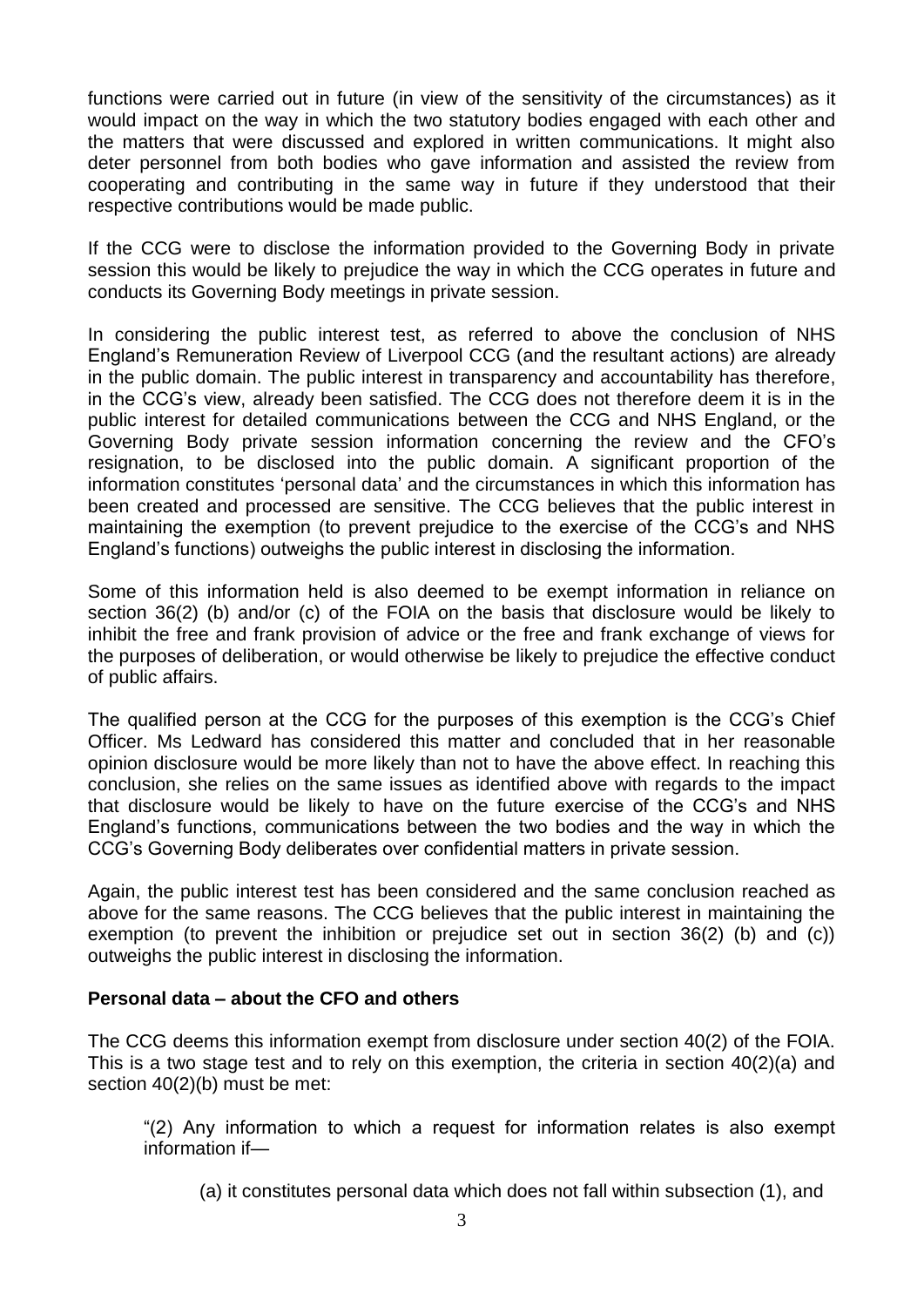functions were carried out in future (in view of the sensitivity of the circumstances) as it would impact on the way in which the two statutory bodies engaged with each other and the matters that were discussed and explored in written communications. It might also deter personnel from both bodies who gave information and assisted the review from cooperating and contributing in the same way in future if they understood that their respective contributions would be made public.

If the CCG were to disclose the information provided to the Governing Body in private session this would be likely to prejudice the way in which the CCG operates in future and conducts its Governing Body meetings in private session.

In considering the public interest test, as referred to above the conclusion of NHS England's Remuneration Review of Liverpool CCG (and the resultant actions) are already in the public domain. The public interest in transparency and accountability has therefore, in the CCG's view, already been satisfied. The CCG does not therefore deem it is in the public interest for detailed communications between the CCG and NHS England, or the Governing Body private session information concerning the review and the CFO's resignation, to be disclosed into the public domain. A significant proportion of the information constitutes 'personal data' and the circumstances in which this information has been created and processed are sensitive. The CCG believes that the public interest in maintaining the exemption (to prevent prejudice to the exercise of the CCG's and NHS England's functions) outweighs the public interest in disclosing the information.

Some of this information held is also deemed to be exempt information in reliance on section 36(2) (b) and/or (c) of the FOIA on the basis that disclosure would be likely to inhibit the free and frank provision of advice or the free and frank exchange of views for the purposes of deliberation, or would otherwise be likely to prejudice the effective conduct of public affairs.

The qualified person at the CCG for the purposes of this exemption is the CCG's Chief Officer. Ms Ledward has considered this matter and concluded that in her reasonable opinion disclosure would be more likely than not to have the above effect. In reaching this conclusion, she relies on the same issues as identified above with regards to the impact that disclosure would be likely to have on the future exercise of the CCG's and NHS England's functions, communications between the two bodies and the way in which the CCG's Governing Body deliberates over confidential matters in private session.

Again, the public interest test has been considered and the same conclusion reached as above for the same reasons. The CCG believes that the public interest in maintaining the exemption (to prevent the inhibition or prejudice set out in section 36(2) (b) and (c)) outweighs the public interest in disclosing the information.

**Personal data – about the CFO and others**

The CCG deems this information exempt from disclosure under section 40(2) of the FOIA. This is a two stage test and to rely on this exemption, the criteria in section 40(2)(a) and section 40(2)(b) must be met:

> "(2) Any information to which a request for information relates is also exempt information if—
>
> (a) it constitutes personal data which does not fall within subsection (1), and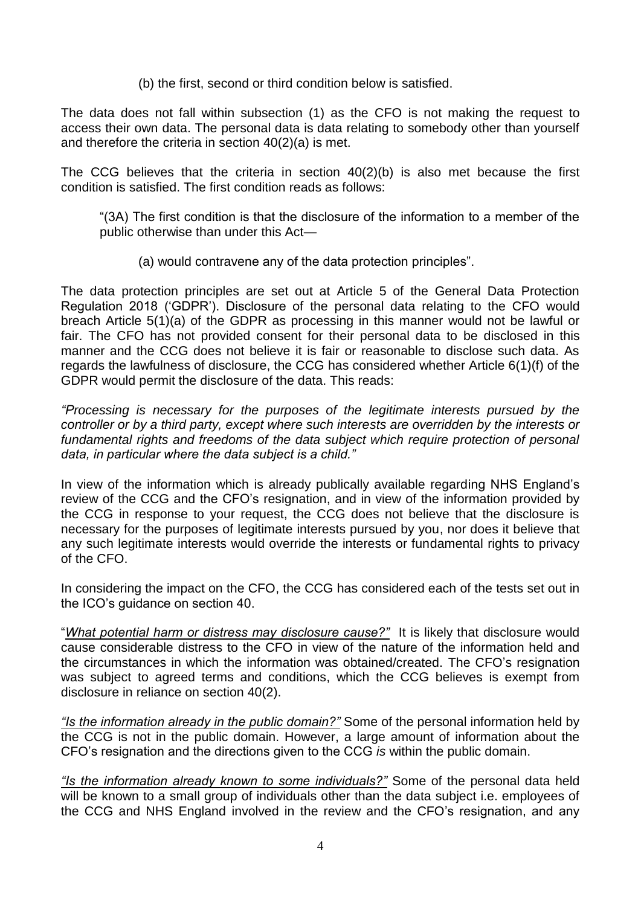(b) the first, second or third condition below is satisfied.

The data does not fall within subsection (1) as the CFO is not making the request to access their own data. The personal data is data relating to somebody other than yourself and therefore the criteria in section 40(2)(a) is met.

The CCG believes that the criteria in section 40(2)(b) is also met because the first condition is satisfied. The first condition reads as follows:

> "(3A) The first condition is that the disclosure of the information to a member of the public otherwise than under this Act—
>
> (a) would contravene any of the data protection principles".

The data protection principles are set out at Article 5 of the General Data Protection Regulation 2018 ('GDPR'). Disclosure of the personal data relating to the CFO would breach Article 5(1)(a) of the GDPR as processing in this manner would not be lawful or fair. The CFO has not provided consent for their personal data to be disclosed in this manner and the CCG does not believe it is fair or reasonable to disclose such data. As regards the lawfulness of disclosure, the CCG has considered whether Article 6(1)(f) of the GDPR would permit the disclosure of the data. This reads:

*"Processing is necessary for the purposes of the legitimate interests pursued by the controller or by a third party, except where such interests are overridden by the interests or fundamental rights and freedoms of the data subject which require protection of personal data, in particular where the data subject is a child."*

In view of the information which is already publically available regarding NHS England's review of the CCG and the CFO's resignation, and in view of the information provided by the CCG in response to your request, the CCG does not believe that the disclosure is necessary for the purposes of legitimate interests pursued by you, nor does it believe that any such legitimate interests would override the interests or fundamental rights to privacy of the CFO.

In considering the impact on the CFO, the CCG has considered each of the tests set out in the ICO's guidance on section 40.

"*<u>What potential harm or distress may disclosure cause?</u>"* It is likely that disclosure would cause considerable distress to the CFO in view of the nature of the information held and the circumstances in which the information was obtained/created. The CFO's resignation was subject to agreed terms and conditions, which the CCG believes is exempt from disclosure in reliance on section 40(2).

*<u>"Is the information already in the public domain?"</u>* Some of the personal information held by the CCG is not in the public domain. However, a large amount of information about the CFO's resignation and the directions given to the CCG *is* within the public domain.

*<u>"Is the information already known to some individuals?"</u>* Some of the personal data held will be known to a small group of individuals other than the data subject i.e. employees of the CCG and NHS England involved in the review and the CFO's resignation, and any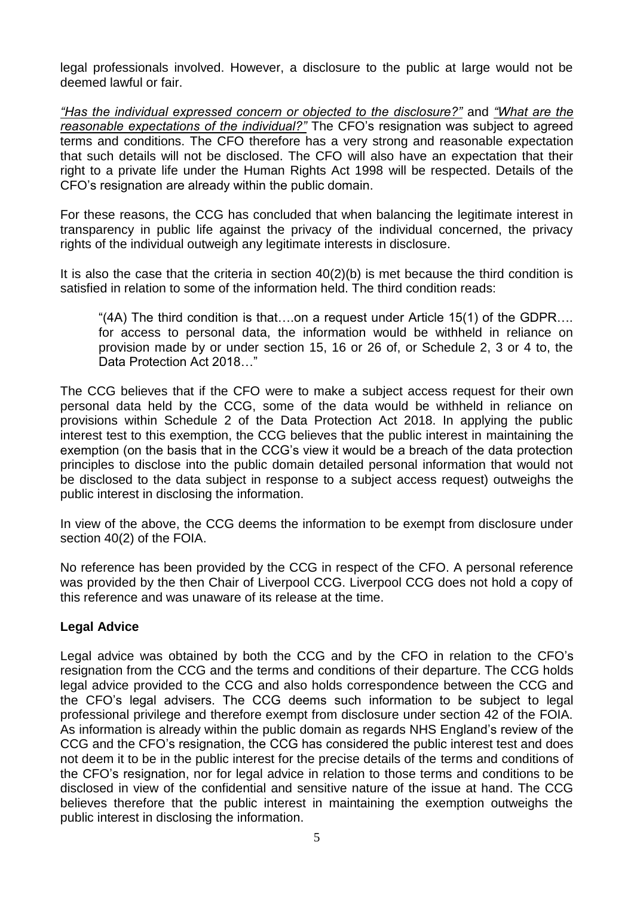legal professionals involved. However, a disclosure to the public at large would not be deemed lawful or fair.

*<u>"Has the individual expressed concern or objected to the disclosure?"</u>* and *<u>"What are the reasonable expectations of the individual?"</u>* The CFO's resignation was subject to agreed terms and conditions. The CFO therefore has a very strong and reasonable expectation that such details will not be disclosed. The CFO will also have an expectation that their right to a private life under the Human Rights Act 1998 will be respected. Details of the CFO's resignation are already within the public domain.

For these reasons, the CCG has concluded that when balancing the legitimate interest in transparency in public life against the privacy of the individual concerned, the privacy rights of the individual outweigh any legitimate interests in disclosure.

It is also the case that the criteria in section 40(2)(b) is met because the third condition is satisfied in relation to some of the information held. The third condition reads:

> "(4A) The third condition is that….on a request under Article 15(1) of the GDPR…. for access to personal data, the information would be withheld in reliance on provision made by or under section 15, 16 or 26 of, or Schedule 2, 3 or 4 to, the Data Protection Act 2018…"

The CCG believes that if the CFO were to make a subject access request for their own personal data held by the CCG, some of the data would be withheld in reliance on provisions within Schedule 2 of the Data Protection Act 2018. In applying the public interest test to this exemption, the CCG believes that the public interest in maintaining the exemption (on the basis that in the CCG's view it would be a breach of the data protection principles to disclose into the public domain detailed personal information that would not be disclosed to the data subject in response to a subject access request) outweighs the public interest in disclosing the information.

In view of the above, the CCG deems the information to be exempt from disclosure under section 40(2) of the FOIA.

No reference has been provided by the CCG in respect of the CFO. A personal reference was provided by the then Chair of Liverpool CCG. Liverpool CCG does not hold a copy of this reference and was unaware of its release at the time.

**Legal Advice**

Legal advice was obtained by both the CCG and by the CFO in relation to the CFO's resignation from the CCG and the terms and conditions of their departure. The CCG holds legal advice provided to the CCG and also holds correspondence between the CCG and the CFO's legal advisers. The CCG deems such information to be subject to legal professional privilege and therefore exempt from disclosure under section 42 of the FOIA. As information is already within the public domain as regards NHS England's review of the CCG and the CFO's resignation, the CCG has considered the public interest test and does not deem it to be in the public interest for the precise details of the terms and conditions of the CFO's resignation, nor for legal advice in relation to those terms and conditions to be disclosed in view of the confidential and sensitive nature of the issue at hand. The CCG believes therefore that the public interest in maintaining the exemption outweighs the public interest in disclosing the information.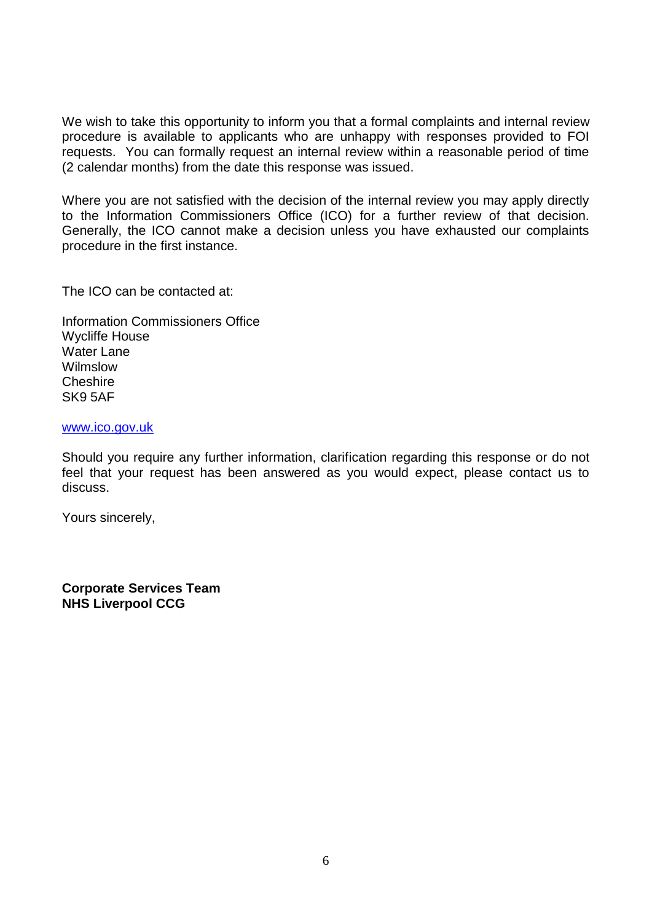We wish to take this opportunity to inform you that a formal complaints and internal review procedure is available to applicants who are unhappy with responses provided to FOI requests. You can formally request an internal review within a reasonable period of time (2 calendar months) from the date this response was issued.

Where you are not satisfied with the decision of the internal review you may apply directly to the Information Commissioners Office (ICO) for a further review of that decision. Generally, the ICO cannot make a decision unless you have exhausted our complaints procedure in the first instance.

The ICO can be contacted at:

Information Commissioners Office
Wycliffe House
Water Lane
Wilmslow
Cheshire
SK9 5AF

[www.ico.gov.uk](http://www.ico.gov.uk)

Should you require any further information, clarification regarding this response or do not feel that your request has been answered as you would expect, please contact us to discuss.

Yours sincerely,

**Corporate Services Team**
**NHS Liverpool CCG**